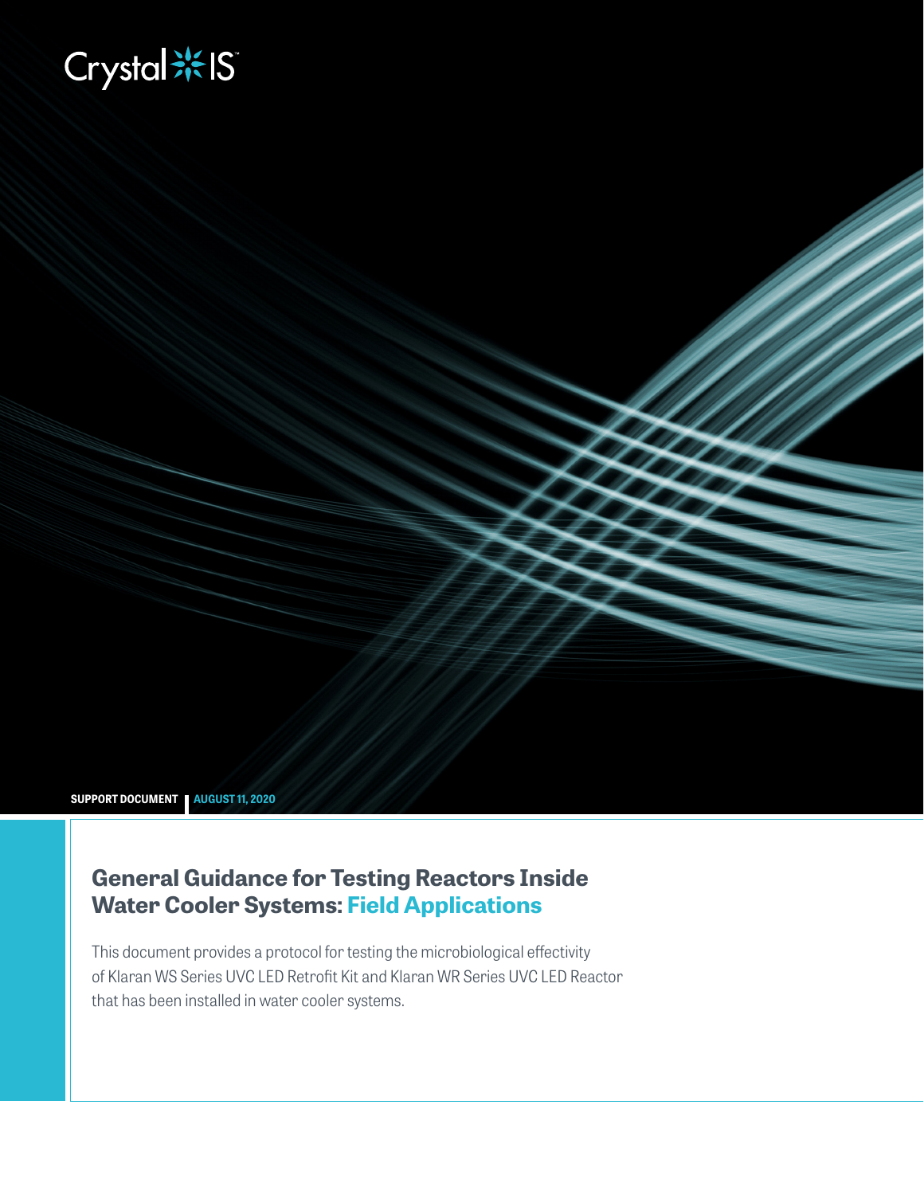Crystal IS

**SUPPORT DOCUMENT** | **AUGUST 11, 2020**

# General Guidance for Testing Reactors Inside Water Cooler Systems: Field Applications

This document provides a protocol for testing the microbiological effectivity of Klaran WS Series UVC LED Retrofit Kit and Klaran WR Series UVC LED Reactor that has been installed in water cooler systems.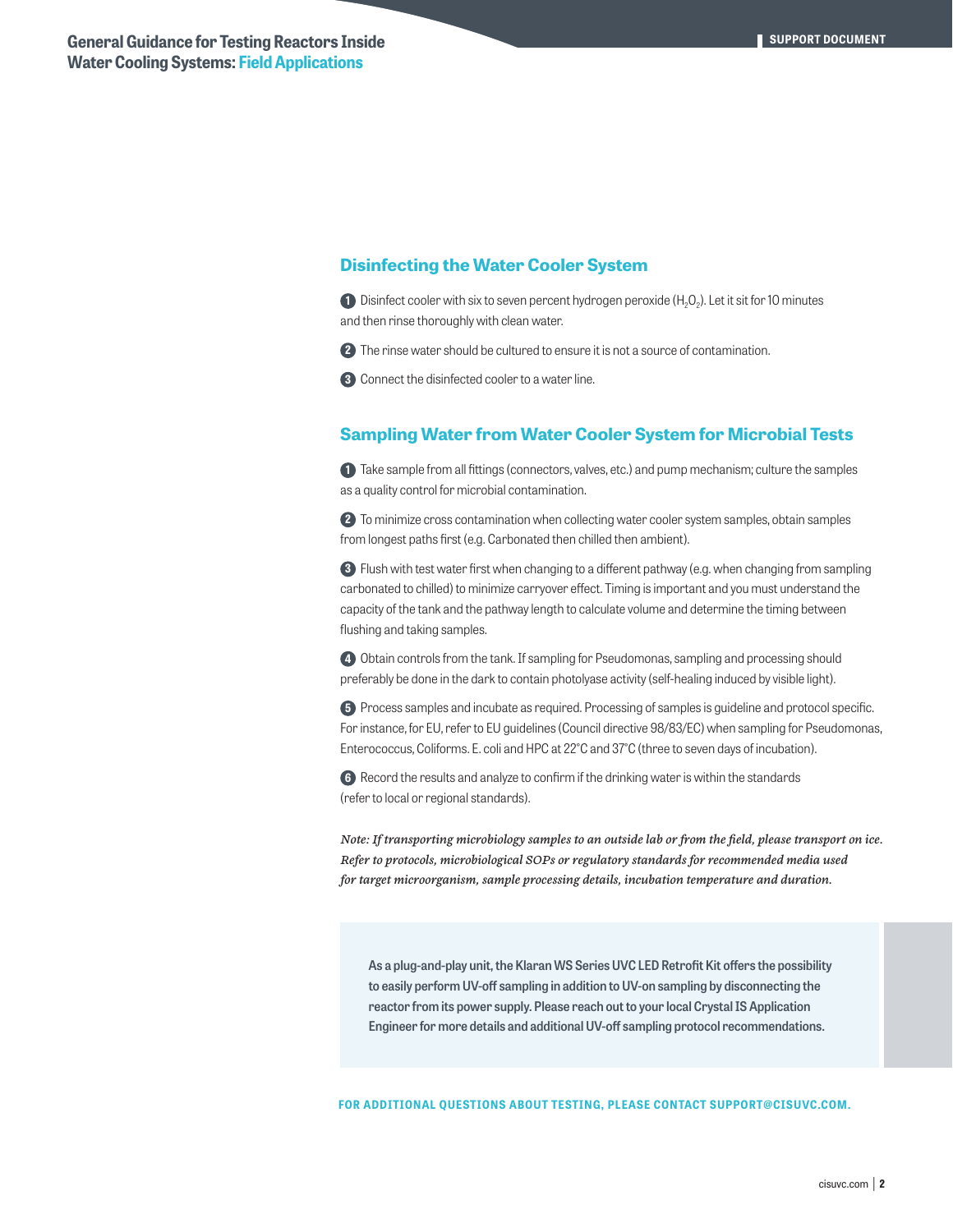## Disinfecting the Water Cooler System

1. Disinfect cooler with six to seven percent hydrogen peroxide ($H_2O_2$). Let it sit for 10 minutes and then rinse thoroughly with clean water.
2. The rinse water should be cultured to ensure it is not a source of contamination.
3. Connect the disinfected cooler to a water line.

## Sampling Water from Water Cooler System for Microbial Tests

1. Take sample from all fittings (connectors, valves, etc.) and pump mechanism; culture the samples as a quality control for microbial contamination.
2. To minimize cross contamination when collecting water cooler system samples, obtain samples from longest paths first (e.g. Carbonated then chilled then ambient).
3. Flush with test water first when changing to a different pathway (e.g. when changing from sampling carbonated to chilled) to minimize carryover effect. Timing is important and you must understand the capacity of the tank and the pathway length to calculate volume and determine the timing between flushing and taking samples.
4. Obtain controls from the tank. If sampling for Pseudomonas, sampling and processing should preferably be done in the dark to contain photolyase activity (self-healing induced by visible light).
5. Process samples and incubate as required. Processing of samples is guideline and protocol specific. For instance, for EU, refer to EU guidelines (Council directive 98/83/EC) when sampling for Pseudomonas, Enterococcus, Coliforms. E. coli and HPC at 22°C and 37°C (three to seven days of incubation).
6. Record the results and analyze to confirm if the drinking water is within the standards (refer to local or regional standards).

*Note: If transporting microbiology samples to an outside lab or from the field, please transport on ice. Refer to protocols, microbiological SOPs or regulatory standards for recommended media used for target microorganism, sample processing details, incubation temperature and duration.*

**As a plug-and-play unit, the Klaran WS Series UVC LED Retrofit Kit offers the possibility to easily perform UV-off sampling in addition to UV-on sampling by disconnecting the reactor from its power supply. Please reach out to your local Crystal IS Application Engineer for more details and additional UV-off sampling protocol recommendations.**

**FOR ADDITIONAL QUESTIONS ABOUT TESTING, PLEASE CONTACT SUPPORT@CISUVC.COM.**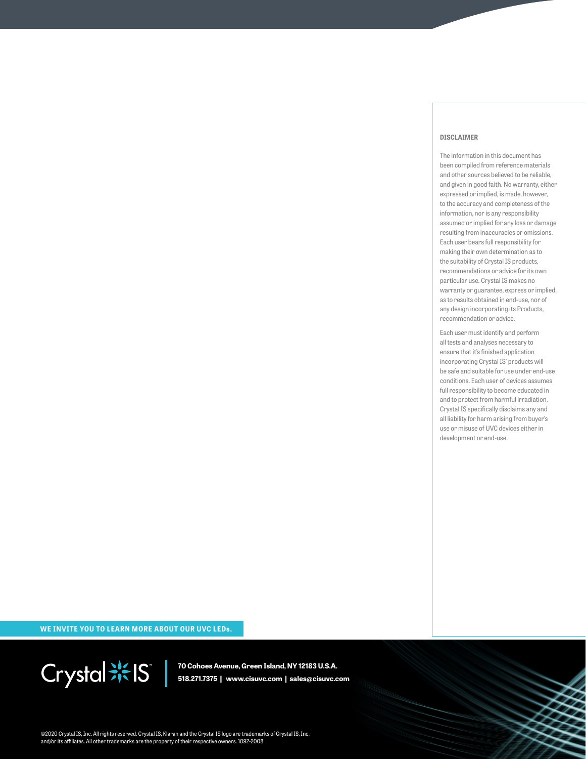## DISCLAIMER

The information in this document has been compiled from reference materials and other sources believed to be reliable, and given in good faith. No warranty, either expressed or implied, is made, however, to the accuracy and completeness of the information, nor is any responsibility assumed or implied for any loss or damage resulting from inaccuracies or omissions. Each user bears full responsibility for making their own determination as to the suitability of Crystal IS products, recommendations or advice for its own particular use. Crystal IS makes no warranty or guarantee, express or implied, as to results obtained in end-use, nor of any design incorporating its Products, recommendation or advice.

Each user must identify and perform all tests and analyses necessary to ensure that it's finished application incorporating Crystal IS' products will be safe and suitable for use under end-use conditions. Each user of devices assumes full responsibility to become educated in and to protect from harmful irradiation. Crystal IS specifically disclaims any and all liability for harm arising from buyer's use or misuse of UVC devices either in development or end-use.

**WE INVITE YOU TO LEARN MORE ABOUT OUR UVC LEDs.**

Crystal IS™

**70 Cohoes Avenue, Green Island, NY 12183 U.S.A.**
**518.271.7375 | www.cisuvc.com | sales@cisuvc.com**

©2020 Crystal IS, Inc. All rights reserved. Crystal IS, Klaran and the Crystal IS logo are trademarks of Crystal IS, Inc. and/or its affiliates. All other trademarks are the property of their respective owners. 1092-2008